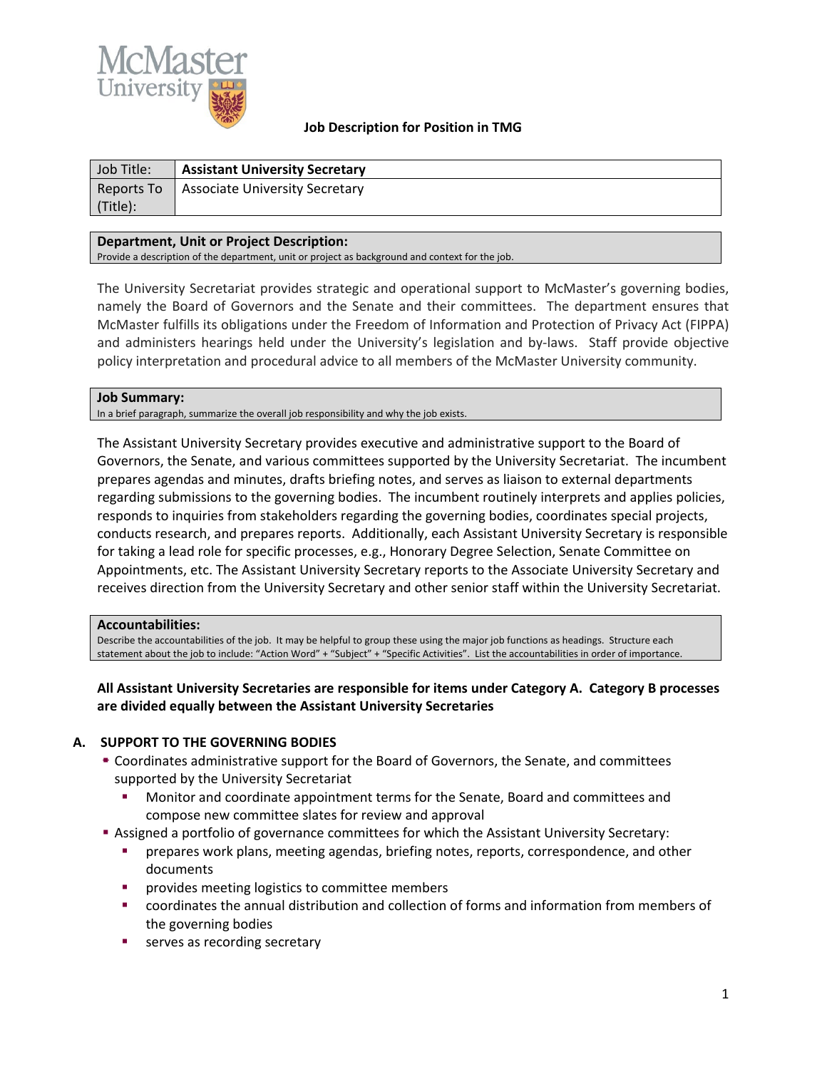**Job Description for Position in TMG**

| Job Title: | **Assistant University Secretary** |
|---|---|
| Reports To (Title): | Associate University Secretary |

**Department, Unit or Project Description:**
Provide a description of the department, unit or project as background and context for the job.

The University Secretariat provides strategic and operational support to McMaster's governing bodies, namely the Board of Governors and the Senate and their committees. The department ensures that McMaster fulfills its obligations under the Freedom of Information and Protection of Privacy Act (FIPPA) and administers hearings held under the University's legislation and by-laws. Staff provide objective policy interpretation and procedural advice to all members of the McMaster University community.

**Job Summary:**
In a brief paragraph, summarize the overall job responsibility and why the job exists.

The Assistant University Secretary provides executive and administrative support to the Board of Governors, the Senate, and various committees supported by the University Secretariat. The incumbent prepares agendas and minutes, drafts briefing notes, and serves as liaison to external departments regarding submissions to the governing bodies. The incumbent routinely interprets and applies policies, responds to inquiries from stakeholders regarding the governing bodies, coordinates special projects, conducts research, and prepares reports. Additionally, each Assistant University Secretary is responsible for taking a lead role for specific processes, e.g., Honorary Degree Selection, Senate Committee on Appointments, etc. The Assistant University Secretary reports to the Associate University Secretary and receives direction from the University Secretary and other senior staff within the University Secretariat.

**Accountabilities:**
Describe the accountabilities of the job. It may be helpful to group these using the major job functions as headings. Structure each statement about the job to include: "Action Word" + "Subject" + "Specific Activities". List the accountabilities in order of importance.

**All Assistant University Secretaries are responsible for items under Category A. Category B processes are divided equally between the Assistant University Secretaries**

**A. SUPPORT TO THE GOVERNING BODIES**

- Coordinates administrative support for the Board of Governors, the Senate, and committees supported by the University Secretariat
  - Monitor and coordinate appointment terms for the Senate, Board and committees and compose new committee slates for review and approval
- Assigned a portfolio of governance committees for which the Assistant University Secretary:
  - prepares work plans, meeting agendas, briefing notes, reports, correspondence, and other documents
  - provides meeting logistics to committee members
  - coordinates the annual distribution and collection of forms and information from members of the governing bodies
  - serves as recording secretary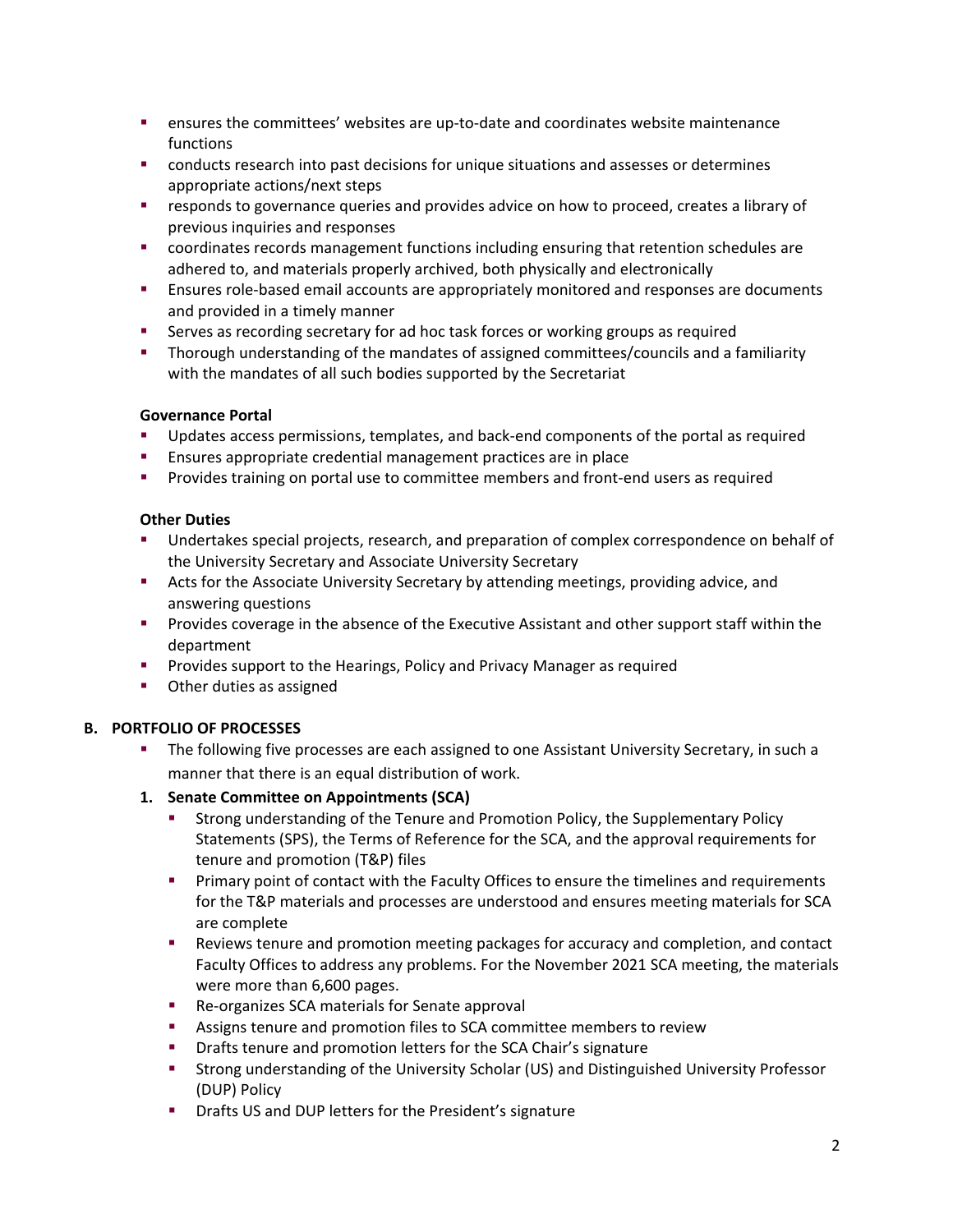- ensures the committees' websites are up-to-date and coordinates website maintenance functions
- conducts research into past decisions for unique situations and assesses or determines appropriate actions/next steps
- responds to governance queries and provides advice on how to proceed, creates a library of previous inquiries and responses
- coordinates records management functions including ensuring that retention schedules are adhered to, and materials properly archived, both physically and electronically
- Ensures role-based email accounts are appropriately monitored and responses are documents and provided in a timely manner
- Serves as recording secretary for ad hoc task forces or working groups as required
- Thorough understanding of the mandates of assigned committees/councils and a familiarity with the mandates of all such bodies supported by the Secretariat

**Governance Portal**

- Updates access permissions, templates, and back-end components of the portal as required
- Ensures appropriate credential management practices are in place
- Provides training on portal use to committee members and front-end users as required

**Other Duties**

- Undertakes special projects, research, and preparation of complex correspondence on behalf of the University Secretary and Associate University Secretary
- Acts for the Associate University Secretary by attending meetings, providing advice, and answering questions
- Provides coverage in the absence of the Executive Assistant and other support staff within the department
- Provides support to the Hearings, Policy and Privacy Manager as required
- Other duties as assigned

## B. PORTFOLIO OF PROCESSES

- The following five processes are each assigned to one Assistant University Secretary, in such a manner that there is an equal distribution of work.

### 1. Senate Committee on Appointments (SCA)

- Strong understanding of the Tenure and Promotion Policy, the Supplementary Policy Statements (SPS), the Terms of Reference for the SCA, and the approval requirements for tenure and promotion (T&P) files
- Primary point of contact with the Faculty Offices to ensure the timelines and requirements for the T&P materials and processes are understood and ensures meeting materials for SCA are complete
- Reviews tenure and promotion meeting packages for accuracy and completion, and contact Faculty Offices to address any problems. For the November 2021 SCA meeting, the materials were more than 6,600 pages.
- Re-organizes SCA materials for Senate approval
- Assigns tenure and promotion files to SCA committee members to review
- Drafts tenure and promotion letters for the SCA Chair's signature
- Strong understanding of the University Scholar (US) and Distinguished University Professor (DUP) Policy
- Drafts US and DUP letters for the President's signature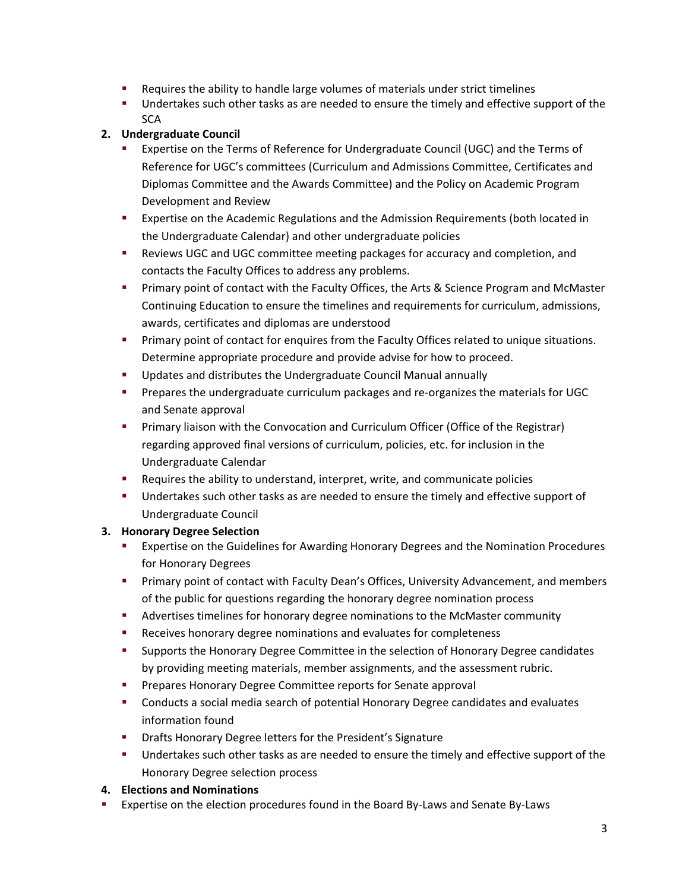- Requires the ability to handle large volumes of materials under strict timelines
- Undertakes such other tasks as are needed to ensure the timely and effective support of the SCA

2. **Undergraduate Council**
   - Expertise on the Terms of Reference for Undergraduate Council (UGC) and the Terms of Reference for UGC's committees (Curriculum and Admissions Committee, Certificates and Diplomas Committee and the Awards Committee) and the Policy on Academic Program Development and Review
   - Expertise on the Academic Regulations and the Admission Requirements (both located in the Undergraduate Calendar) and other undergraduate policies
   - Reviews UGC and UGC committee meeting packages for accuracy and completion, and contacts the Faculty Offices to address any problems.
   - Primary point of contact with the Faculty Offices, the Arts & Science Program and McMaster Continuing Education to ensure the timelines and requirements for curriculum, admissions, awards, certificates and diplomas are understood
   - Primary point of contact for enquires from the Faculty Offices related to unique situations. Determine appropriate procedure and provide advise for how to proceed.
   - Updates and distributes the Undergraduate Council Manual annually
   - Prepares the undergraduate curriculum packages and re-organizes the materials for UGC and Senate approval
   - Primary liaison with the Convocation and Curriculum Officer (Office of the Registrar) regarding approved final versions of curriculum, policies, etc. for inclusion in the Undergraduate Calendar
   - Requires the ability to understand, interpret, write, and communicate policies
   - Undertakes such other tasks as are needed to ensure the timely and effective support of Undergraduate Council

3. **Honorary Degree Selection**
   - Expertise on the Guidelines for Awarding Honorary Degrees and the Nomination Procedures for Honorary Degrees
   - Primary point of contact with Faculty Dean's Offices, University Advancement, and members of the public for questions regarding the honorary degree nomination process
   - Advertises timelines for honorary degree nominations to the McMaster community
   - Receives honorary degree nominations and evaluates for completeness
   - Supports the Honorary Degree Committee in the selection of Honorary Degree candidates by providing meeting materials, member assignments, and the assessment rubric.
   - Prepares Honorary Degree Committee reports for Senate approval
   - Conducts a social media search of potential Honorary Degree candidates and evaluates information found
   - Drafts Honorary Degree letters for the President's Signature
   - Undertakes such other tasks as are needed to ensure the timely and effective support of the Honorary Degree selection process

4. **Elections and Nominations**

- Expertise on the election procedures found in the Board By-Laws and Senate By-Laws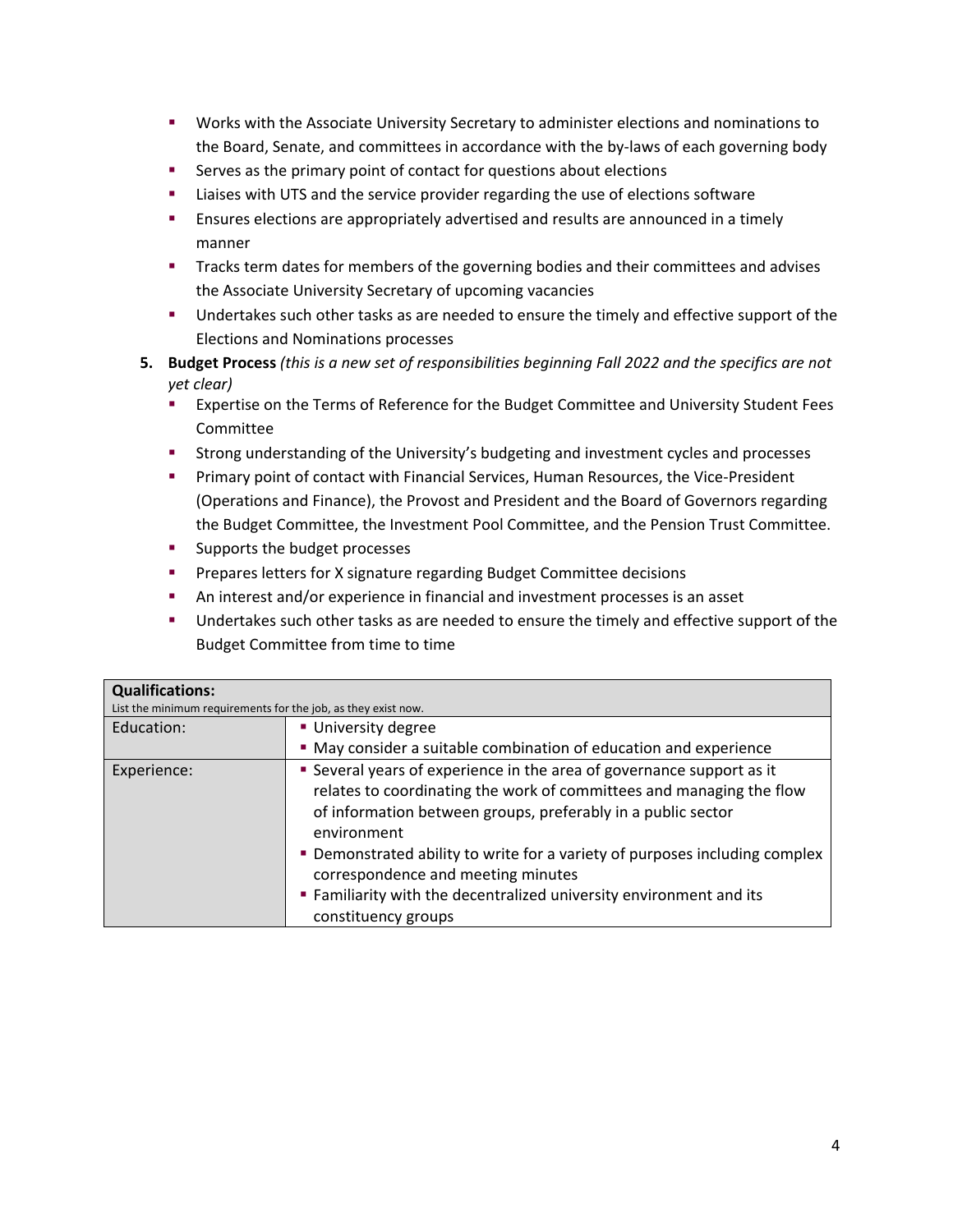- Works with the Associate University Secretary to administer elections and nominations to the Board, Senate, and committees in accordance with the by-laws of each governing body
- Serves as the primary point of contact for questions about elections
- Liaises with UTS and the service provider regarding the use of elections software
- Ensures elections are appropriately advertised and results are announced in a timely manner
- Tracks term dates for members of the governing bodies and their committees and advises the Associate University Secretary of upcoming vacancies
- Undertakes such other tasks as are needed to ensure the timely and effective support of the Elections and Nominations processes

5. **Budget Process** *(this is a new set of responsibilities beginning Fall 2022 and the specifics are not yet clear)*
   - Expertise on the Terms of Reference for the Budget Committee and University Student Fees Committee
   - Strong understanding of the University's budgeting and investment cycles and processes
   - Primary point of contact with Financial Services, Human Resources, the Vice-President (Operations and Finance), the Provost and President and the Board of Governors regarding the Budget Committee, the Investment Pool Committee, and the Pension Trust Committee.
   - Supports the budget processes
   - Prepares letters for X signature regarding Budget Committee decisions
   - An interest and/or experience in financial and investment processes is an asset
   - Undertakes such other tasks as are needed to ensure the timely and effective support of the Budget Committee from time to time

| **Qualifications:** List the minimum requirements for the job, as they exist now. | |
|---|---|
| Education: | ▪ University degree<br>▪ May consider a suitable combination of education and experience |
| Experience: | ▪ Several years of experience in the area of governance support as it relates to coordinating the work of committees and managing the flow of information between groups, preferably in a public sector environment<br>▪ Demonstrated ability to write for a variety of purposes including complex correspondence and meeting minutes<br>▪ Familiarity with the decentralized university environment and its constituency groups |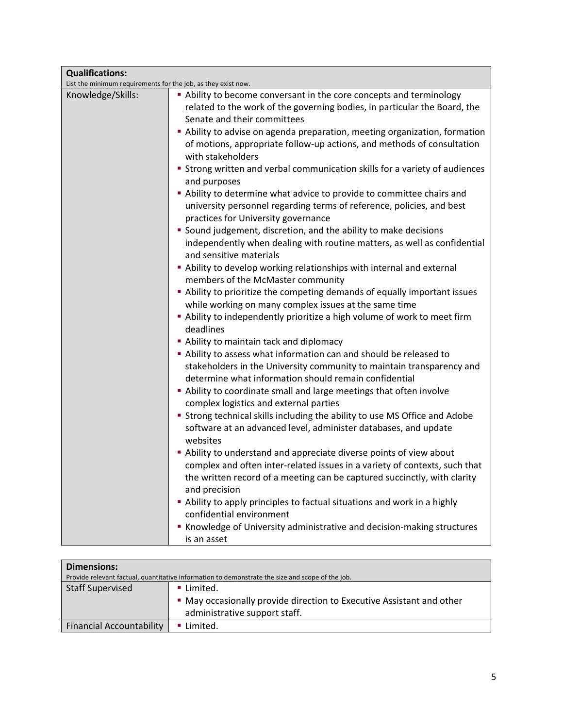| **Qualifications:**<br>List the minimum requirements for the job, as they exist now. | |
|---|---|
| Knowledge/Skills: | ▪ Ability to become conversant in the core concepts and terminology related to the work of the governing bodies, in particular the Board, the Senate and their committees<br>▪ Ability to advise on agenda preparation, meeting organization, formation of motions, appropriate follow-up actions, and methods of consultation with stakeholders<br>▪ Strong written and verbal communication skills for a variety of audiences and purposes<br>▪ Ability to determine what advice to provide to committee chairs and university personnel regarding terms of reference, policies, and best practices for University governance<br>▪ Sound judgement, discretion, and the ability to make decisions independently when dealing with routine matters, as well as confidential and sensitive materials<br>▪ Ability to develop working relationships with internal and external members of the McMaster community<br>▪ Ability to prioritize the competing demands of equally important issues while working on many complex issues at the same time<br>▪ Ability to independently prioritize a high volume of work to meet firm deadlines<br>▪ Ability to maintain tack and diplomacy<br>▪ Ability to assess what information can and should be released to stakeholders in the University community to maintain transparency and determine what information should remain confidential<br>▪ Ability to coordinate small and large meetings that often involve complex logistics and external parties<br>▪ Strong technical skills including the ability to use MS Office and Adobe software at an advanced level, administer databases, and update websites<br>▪ Ability to understand and appreciate diverse points of view about complex and often inter-related issues in a variety of contexts, such that the written record of a meeting can be captured succinctly, with clarity and precision<br>▪ Ability to apply principles to factual situations and work in a highly confidential environment<br>▪ Knowledge of University administrative and decision-making structures is an asset |

| **Dimensions:**<br>Provide relevant factual, quantitative information to demonstrate the size and scope of the job. | |
|---|---|
| Staff Supervised | ▪ Limited.<br>▪ May occasionally provide direction to Executive Assistant and other administrative support staff. |
| Financial Accountability | ▪ Limited. |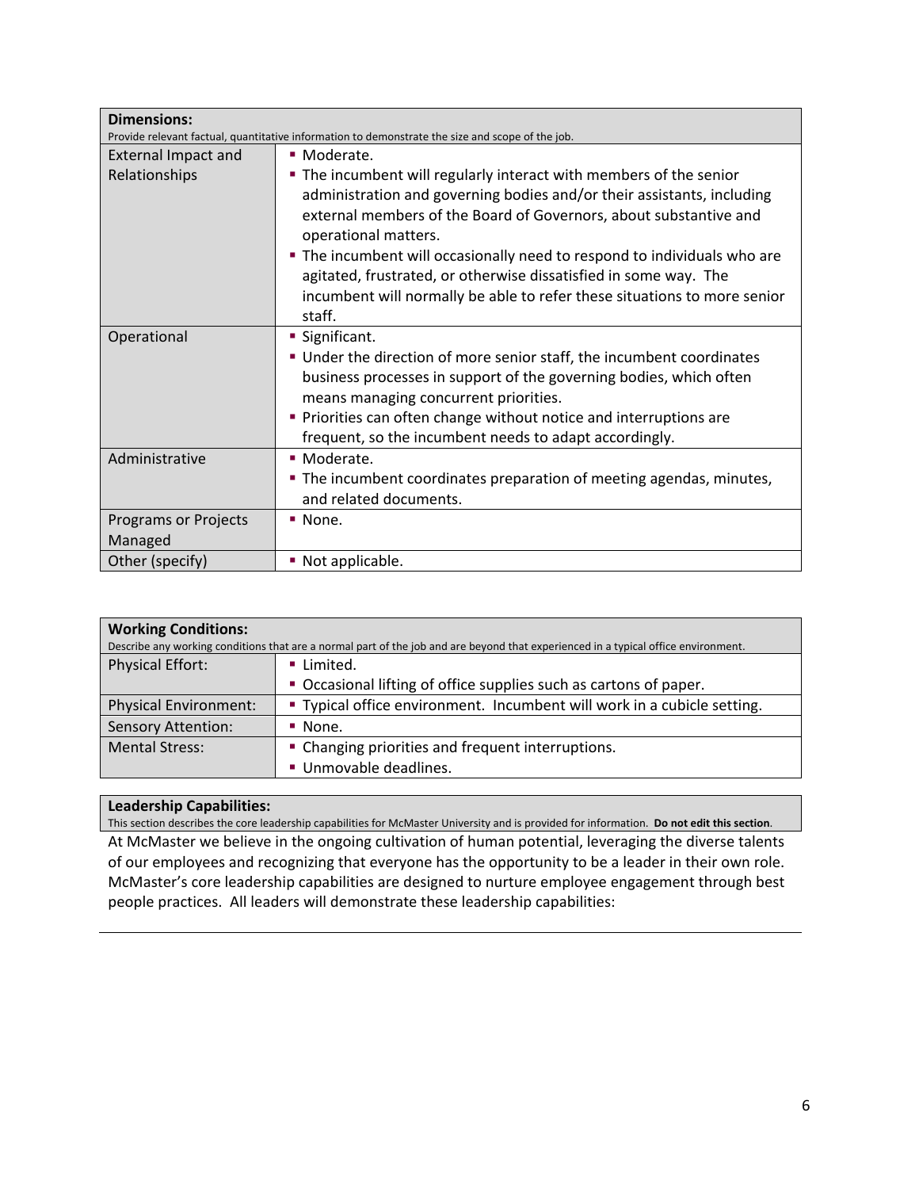| **Dimensions:**<br>Provide relevant factual, quantitative information to demonstrate the size and scope of the job. | |
|---|---|
| External Impact and Relationships | ▪ Moderate.<br>▪ The incumbent will regularly interact with members of the senior administration and governing bodies and/or their assistants, including external members of the Board of Governors, about substantive and operational matters.<br>▪ The incumbent will occasionally need to respond to individuals who are agitated, frustrated, or otherwise dissatisfied in some way. The incumbent will normally be able to refer these situations to more senior staff. |
| Operational | ▪ Significant.<br>▪ Under the direction of more senior staff, the incumbent coordinates business processes in support of the governing bodies, which often means managing concurrent priorities.<br>▪ Priorities can often change without notice and interruptions are frequent, so the incumbent needs to adapt accordingly. |
| Administrative | ▪ Moderate.<br>▪ The incumbent coordinates preparation of meeting agendas, minutes, and related documents. |
| Programs or Projects Managed | ▪ None. |
| Other (specify) | ▪ Not applicable. |

| **Working Conditions:**<br>Describe any working conditions that are a normal part of the job and are beyond that experienced in a typical office environment. | |
|---|---|
| Physical Effort: | ▪ Limited.<br>▪ Occasional lifting of office supplies such as cartons of paper. |
| Physical Environment: | ▪ Typical office environment. Incumbent will work in a cubicle setting. |
| Sensory Attention: | ▪ None. |
| Mental Stress: | ▪ Changing priorities and frequent interruptions.<br>▪ Unmovable deadlines. |

**Leadership Capabilities:**

This section describes the core leadership capabilities for McMaster University and is provided for information. **Do not edit this section**.

At McMaster we believe in the ongoing cultivation of human potential, leveraging the diverse talents of our employees and recognizing that everyone has the opportunity to be a leader in their own role. McMaster's core leadership capabilities are designed to nurture employee engagement through best people practices. All leaders will demonstrate these leadership capabilities: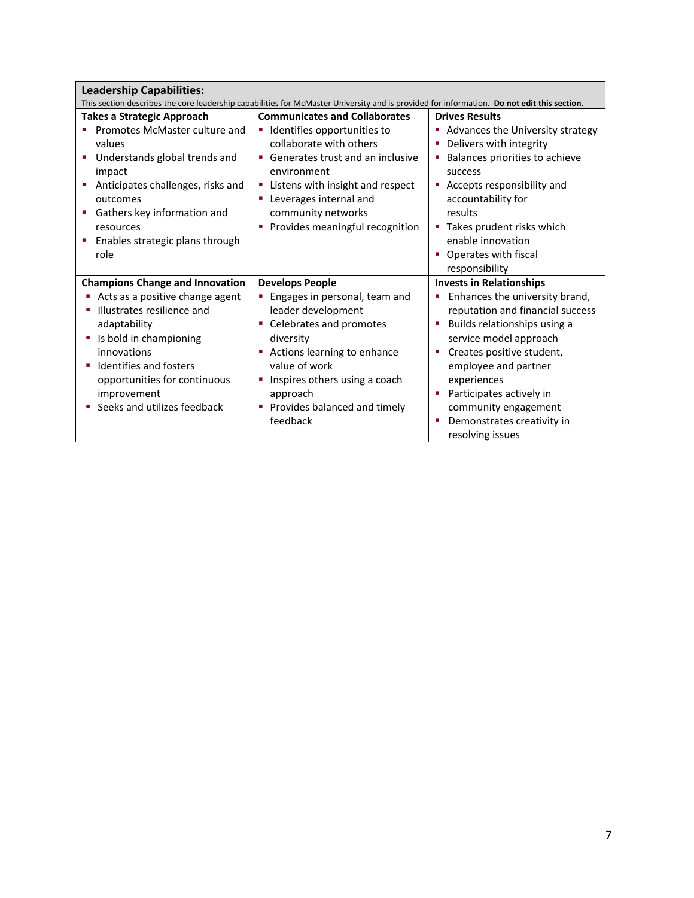| **Leadership Capabilities:**<br>This section describes the core leadership capabilities for McMaster University and is provided for information. **Do not edit this section**. | | |
|---|---|---|
| **Takes a Strategic Approach**<br>▪ Promotes McMaster culture and values<br>▪ Understands global trends and impact<br>▪ Anticipates challenges, risks and outcomes<br>▪ Gathers key information and resources<br>▪ Enables strategic plans through role | **Communicates and Collaborates**<br>▪ Identifies opportunities to collaborate with others<br>▪ Generates trust and an inclusive environment<br>▪ Listens with insight and respect<br>▪ Leverages internal and community networks<br>▪ Provides meaningful recognition | **Drives Results**<br>▪ Advances the University strategy<br>▪ Delivers with integrity<br>▪ Balances priorities to achieve success<br>▪ Accepts responsibility and accountability for results<br>▪ Takes prudent risks which enable innovation<br>▪ Operates with fiscal responsibility |
| **Champions Change and Innovation**<br>▪ Acts as a positive change agent<br>▪ Illustrates resilience and adaptability<br>▪ Is bold in championing innovations<br>▪ Identifies and fosters opportunities for continuous improvement<br>▪ Seeks and utilizes feedback | **Develops People**<br>▪ Engages in personal, team and leader development<br>▪ Celebrates and promotes diversity<br>▪ Actions learning to enhance value of work<br>▪ Inspires others using a coach approach<br>▪ Provides balanced and timely feedback | **Invests in Relationships**<br>▪ Enhances the university brand, reputation and financial success<br>▪ Builds relationships using a service model approach<br>▪ Creates positive student, employee and partner experiences<br>▪ Participates actively in community engagement<br>▪ Demonstrates creativity in resolving issues |